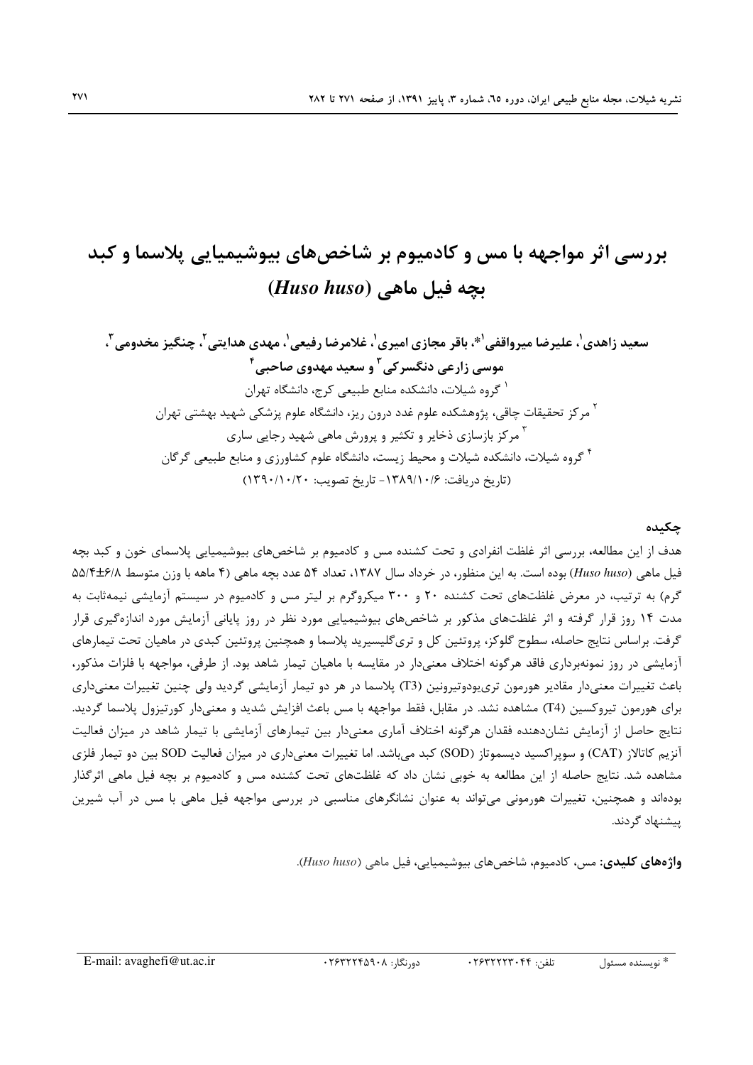# بررسی اثر مواجهه با مس و کادمیوم بر شاخص‌های بیوشیمیایی پلاسما و کبد بچه فیل ماهی (*Huso huso*)

**سعید زاهدی[1]، علیرضا میرواقفی[1]*، باقر مجازی امیری[1]، غلامرضا رفیعی[1]، مهدی هدایتی[2]، چنگیز مخدومی[3]، موسی زارعی دنگسرکی[3] و سعید مهدوی صاحبی[4]**

[1] گروه شیلات، دانشکده منابع طبیعی کرج، دانشگاه تهران

[2] مرکز تحقیقات چاقی، پژوهشکده علوم غدد درون ریز، دانشگاه علوم پزشکی شهید بهشتی تهران

[3] مرکز بازسازی ذخایر و تکثیر و پرورش ماهی شهید رجایی ساری

[4] گروه شیلات، دانشکده شیلات و محیط زیست، دانشگاه علوم کشاورزی و منابع طبیعی گرگان

(تاریخ دریافت: ۱۳۸۹/۱۰/۶- تاریخ تصویب: ۱۳۹۰/۱۰/۲۰)

## چکیده

هدف از این مطالعه، بررسی اثر غلظت انفرادی و تحت کشنده مس و کادمیوم بر شاخص‌های بیوشیمیایی پلاسمای خون و کبد بچه فیل ماهی (*Huso huso*) بوده است. به این منظور، در خرداد سال ۱۳۸۷، تعداد ۵۴ عدد بچه ماهی (۴ ماهه با وزن متوسط ۶/۸±۵۵/۴ گرم) به ترتیب، در معرض غلظت‌های تحت کشنده ۲۰ و ۳۰۰ میکروگرم بر لیتر مس و کادمیوم در سیستم آزمایشی نیمه‌ثابت به مدت ۱۴ روز قرار گرفته و اثر غلظت‌های مذکور بر شاخص‌های بیوشیمیایی مورد نظر در روز پایانی آزمایش مورد اندازه‌گیری قرار گرفت. براساس نتایج حاصله، سطوح گلوکز، پروتئین کل و تری‌گلیسیرید پلاسما و همچنین پروتئین کبدی در ماهیان تحت تیمارهای آزمایشی در روز نمونه‌برداری فاقد هرگونه اختلاف معنی‌دار در مقایسه با ماهیان تیمار شاهد بود. از طرفی، مواجهه با فلزات مذکور، باعث تغییرات معنی‌دار مقادیر هورمون تری‌یودوتیرونین (T3) پلاسما در هر دو تیمار آزمایشی گردید ولی چنین تغییرات معنی‌داری برای هورمون تیروکسین (T4) مشاهده نشد. در مقابل، فقط مواجهه با مس باعث افزایش شدید و معنی‌دار کورتیزول پلاسما گردید. نتایج حاصل از آزمایش نشان‌دهنده فقدان هرگونه اختلاف آماری معنی‌دار بین تیمارهای آزمایشی با تیمار شاهد در میزان فعالیت آنزیم کاتالاز (CAT) و سوپراکسید دیسموتاز (SOD) کبد می‌باشد. اما تغییرات معنی‌داری در میزان فعالیت SOD بین دو تیمار فلزی مشاهده شد. نتایج حاصله از این مطالعه به خوبی نشان داد که غلظت‌های تحت کشنده مس و کادمیوم بر بچه فیل ماهی اثرگذار بوده‌اند و همچنین، تغییرات هورمونی می‌تواند به عنوان نشانگرهای مناسبی در بررسی مواجهه فیل ماهی با مس در آب شیرین پیشنهاد گردند.

**واژه‌های کلیدی:** مس، کادمیوم، شاخص‌های بیوشیمیایی، فیل ماهی (*Huso huso*).

---

\* نویسنده مسئول    تلفن: ۰۲۶۳۲۲۲۳۰۴۴    دورنگار: ۰۲۶۳۲۲۴۵۹۰۸    E-mail: avaghefi@ut.ac.ir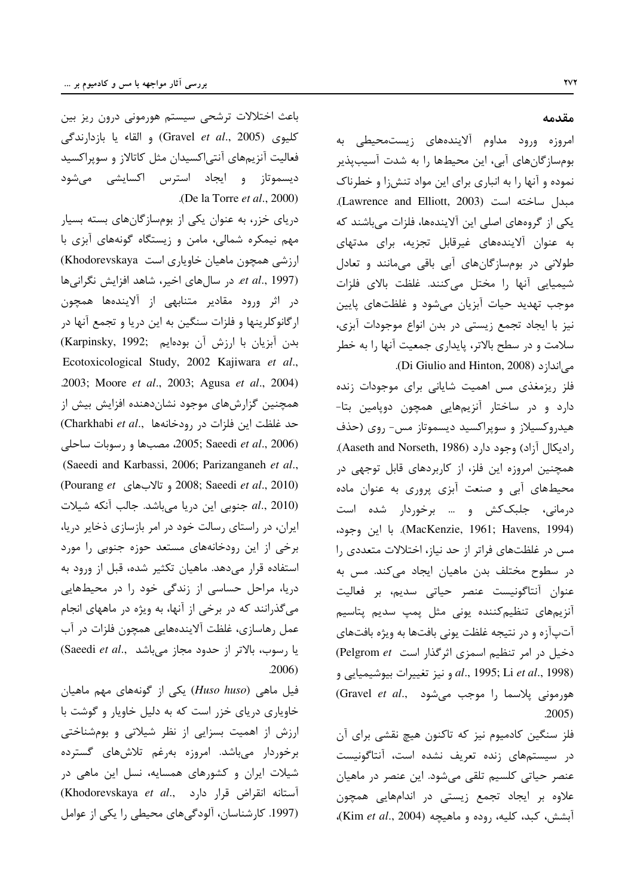## مقدمه

امروزه ورود مداوم آلاینده‌های زیست‌محیطی به بوم‌سازگان‌های آبی، این محیط‌ها را به شدت آسیب‌پذیر نموده و آنها را به انباری برای این مواد تنش‌زا و خطرناک مبدل ساخته است (Lawrence and Elliott, 2003). یکی از گروه‌های اصلی این آلاینده‌ها، فلزات می‌باشند که به عنوان آلاینده‌های غیرقابل تجزیه، برای مدتهای طولانی در بوم‌سازگان‌های آبی باقی می‌مانند و تعادل شیمیایی آنها را مختل می‌کنند. غلظت بالای فلزات موجب تهدید حیات آبزیان می‌شود و غلظت‌های پایین نیز با ایجاد تجمع زیستی در بدن انواع موجودات آبزی، سلامت و در سطح بالاتر، پایداری جمعیت آنها را به خطر می‌اندازد (Di Giulio and Hinton, 2008).

فلز ریزمغذی مس اهمیت شایانی برای موجودات زنده دارد و در ساختار آنزیم‌هایی همچون دوپامین بتا-هیدروکسیلاز و سوپراکسید دیسموتاز مس- روی (حذف رادیکال آزاد) وجود دارد (Aaseth and Norseth, 1986). همچنین امروزه این فلز، از کاربردهای قابل توجهی در محیط‌های آبی و صنعت آبزی پروری به عنوان ماده درمانی، جلبک‌کش و ... برخوردار شده است (MacKenzie, 1961; Havens, 1994). با این وجود، مس در غلظت‌های فراتر از حد نیاز، اختلالات متعددی را در سطوح مختلف بدن ماهیان ایجاد می‌کند. مس به عنوان آنتاگونیست عنصر حیاتی سدیم، بر فعالیت آنزیم‌های تنظیم‌کننده یونی مثل پمپ سدیم پتاسیم آت‌پ‌آزه و در نتیجه غلظت یونی بافت‌ها به ویژه بافت‌های دخیل در امر تنظیم اسمزی اثرگذار است (Pelgrom *et al*., 1995; Li *et al*., 1998) و نیز تغییرات بیوشیمیایی و هورمونی پلاسما را موجب می‌شود (Gravel *et al*., 2005).

فلز سنگین کادمیوم نیز که تاکنون هیچ نقشی برای آن در سیستم‌های زنده تعریف نشده است، آنتاگونیست عنصر حیاتی کلسیم تلقی می‌شود. این عنصر در ماهیان علاوه بر ایجاد تجمع زیستی در اندام‌هایی همچون آبشش، کبد، کلیه، روده و ماهیچه (Kim *et al*., 2004)، باعث اختلالات ترشحی سیستم هورمونی درون ریز بین کلیوی (Gravel *et al*., 2005) و القاء یا بازدارندگی فعالیت آنزیم‌های آنتی‌اکسیدان مثل کاتالاز و سوپراکسید دیسموتاز و ایجاد استرس اکسایشی می‌شود (De la Torre *et al*., 2000).

دریای خزر، به عنوان یکی از بوم‌سازگان‌های بسته بسیار مهم نیمکره شمالی، مامن و زیستگاه گونه‌های آبزی با ارزشی همچون ماهیان خاویاری است (Khodorevskaya *et al*., 1997). در سال‌های اخیر، شاهد افزایش نگرانی‌ها در اثر ورود مقادیر متنابهی از آلاینده‌ها همچون ارگانوکلرینها و فلزات سنگین به این دریا و تجمع آنها در بدن آبزیان با ارزش آن بوده‌ایم (Karpinsky, 1992; Ecotoxicological Study, 2002 Kajiwara *et al*., 2003; Moore *et al*., 2003; Agusa *et al*., 2004). همچنین گزارش‌های موجود نشان‌دهنده افزایش بیش از حد غلظت این فلزات در رودخانه‌ها (Charkhabi *et al*., 2005; Saeedi *et al*., 2006)، مصب‌ها و رسوبات ساحلی (Saeedi and Karbassi, 2006; Parizanganeh *et al*., 2008; Saeedi *et al*., 2010) و تالاب‌های (Pourang *et al*., 2010) جنوبی این دریا می‌باشد. جالب آنکه شیلات ایران، در راستای رسالت خود در امر بازسازی ذخایر دریا، برخی از این رودخانه‌های مستعد حوزه جنوبی را مورد استفاده قرار می‌دهد. ماهیان تکثیر شده، قبل از ورود به دریا، مراحل حساسی از زندگی خود را در محیط‌هایی می‌گذرانند که در برخی از آنها، به ویژه در ماههای انجام عمل رهاسازی، غلظت آلاینده‌هایی همچون فلزات در آب یا رسوب، بالاتر از حدود مجاز می‌باشد (Saeedi *et al*., 2006).

فیل ماهی (*Huso huso*) یکی از گونه‌های مهم ماهیان خاویاری دریای خزر است که به دلیل خاویار و گوشت با ارزش از اهمیت بسزایی از نظر شیلاتی و بوم‌شناختی برخوردار می‌باشد. امروزه به‌رغم تلاش‌های گسترده شیلات ایران و کشورهای همسایه، نسل این ماهی در آستانه انقراض قرار دارد (Khodorevskaya *et al*., 1997). کارشناسان، آلودگی‌های محیطی را یکی از عوامل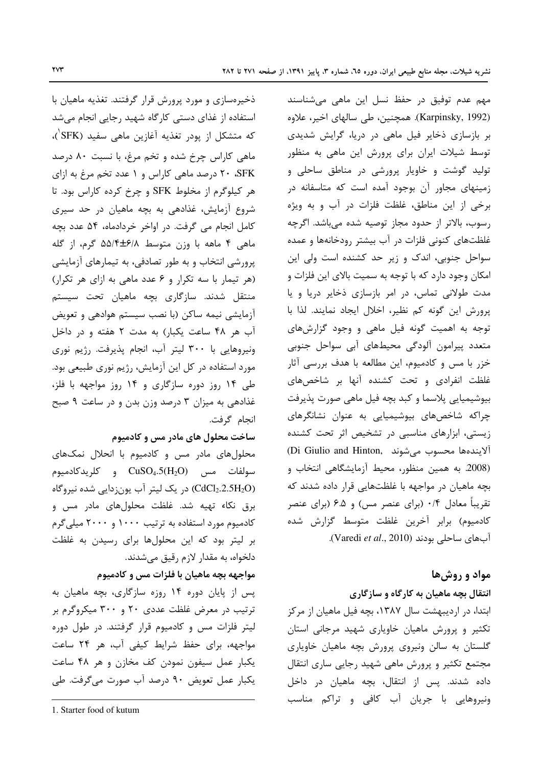مهم عدم توفیق در حفظ نسل این ماهی می‌شناسند (Karpinsky, 1992). همچنین، طی سالهای اخیر، علاوه بر بازسازی ذخایر فیل ماهی در دریا، گرایش شدیدی توسط شیلات ایران برای پرورش این ماهی به منظور تولید گوشت و خاویار پرورشی در مناطق ساحلی و زمینهای مجاور آن بوجود آمده است که متاسفانه در برخی از این مناطق، غلظت فلزات در آب و به ویژه رسوب، بالاتر از حدود مجاز توصیه شده می‌باشد. اگرچه غلظت‌های کنونی فلزات در آب بیشتر رودخانه‌ها و عمده سواحل جنوبی، اندک و زیر حد کشنده است ولی این امکان وجود دارد که با توجه به سمیت بالای این فلزات و مدت طولانی تماس، در امر بازسازی ذخایر دریا و یا پرورش این گونه کم نظیر، اخلال ایجاد نمایند. لذا با توجه به اهمیت گونه فیل ماهی و وجود گزارش‌های متعدد پیرامون آلودگی محیط‌های آبی سواحل جنوبی خزر با مس و کادمیوم، این مطالعه با هدف بررسی آثار غلظت انفرادی و تحت کشنده آنها بر شاخص‌های بیوشیمیایی پلاسما و کبد بچه فیل ماهی صورت پذیرفت چراکه شاخص‌های بیوشیمیایی به عنوان نشانگرهای زیستی، ابزارهای مناسبی در تشخیص اثر تحت کشنده آلاینده‌ها محسوب می‌شوند (Di Giulio and Hinton, 2008). به همین منظور، محیط آزمایشگاهی انتخاب و بچه ماهیان در مواجهه با غلظت‌هایی قرار داده شدند که تقریباً معادل ۰/۴ (برای عنصر مس) و ۶.۵ (برای عنصر کادمیوم) برابر آخرین غلظت متوسط گزارش شده آب‌های ساحلی بودند (Varedi *et al*., 2010).

## مواد و روش‌ها

### انتقال بچه ماهیان به کارگاه و سازگاری

ابتدا، در اردیبهشت سال ۱۳۸۷، بچه فیل ماهیان از مرکز تکثیر و پرورش ماهیان خاویاری شهید مرجانی استان گلستان به سالن ونیروی پرورش بچه ماهیان خاویاری مجتمع تکثیر و پرورش ماهی شهید رجایی ساری انتقال داده شدند. پس از انتقال، بچه ماهیان در داخل ونیروهایی با جریان آب کافی و تراکم مناسب ذخیره‌سازی و مورد پرورش قرار گرفتند. تغذیه ماهیان با استفاده از غذای دستی کارگاه شهید رجایی انجام می‌شد که متشکل از پودر تغذیه آغازین ماهی سفید (SFK[1])، ماهی کاراس چرخ شده و تخم مرغ، با نسبت ۸۰ درصد SFK، ۲۰ درصد ماهی کاراس و ۱ عدد تخم مرغ به ازای هر کیلوگرم از مخلوط SFK و چرخ کرده کاراس بود. تا شروع آزمایش، غذادهی به بچه ماهیان در حد سیری کامل انجام می گرفت. در اواخر خردادماه، ۵۴ عدد بچه ماهی ۴ ماهه با وزن متوسط ۶/۸±۵۵/۴ گرم، از گله پرورشی انتخاب و به طور تصادفی، به تیمارهای آزمایشی (هر تیمار با سه تکرار و ۶ عدد ماهی به ازای هر تکرار) منتقل شدند. سازگاری بچه ماهیان تحت سیستم آزمایشی نیمه ساکن (با نصب سیستم هوادهی و تعویض آب هر ۴۸ ساعت یکبار) به مدت ۲ هفته و در داخل ونیروهایی با ۳۰۰ لیتر آب، انجام پذیرفت. رژیم نوری مورد استفاده در کل این آزمایش، رژیم نوری طبیعی بود. طی ۱۴ روز دوره سازگاری و ۱۴ روز مواجهه با فلز، غذادهی به میزان ۳ درصد وزن بدن و در ساعت ۹ صبح انجام گرفت.

### ساخت محلول های مادر مس و کادمیوم

محلول‌های مادر مس و کادمیوم با انحلال نمک‌های سولفات مس $CuSO_4.5(H_2O)$ و کلریدکادمیوم $(CdCl_2.2.5H_2O)$ در یک لیتر آب یون‌زدایی شده نیروگاه برق نکاء تهیه شد. غلظت محلول‌های مادر مس و کادمیوم مورد استفاده به ترتیب ۱۰۰۰ و ۲۰۰۰ میلی‌گرم بر لیتر بود که این محلول‌ها برای رسیدن به غلظت دلخواه، به مقدار لازم رقیق می‌شدند.

### مواجهه بچه ماهیان با فلزات مس و کادمیوم

پس از پایان دوره ۱۴ روزه سازگاری، بچه ماهیان به ترتیب در معرض غلظت عددی ۲۰ و ۳۰۰ میکروگرم بر لیتر فلزات مس و کادمیوم قرار گرفتند. در طول دوره مواجهه، برای حفظ شرایط کیفی آب، هر ۲۴ ساعت یکبار عمل سیفون نمودن کف مخازن و هر ۴۸ ساعت یکبار عمل تعویض ۹۰ درصد آب صورت می‌گرفت. طی

---

1. Starter food of kutum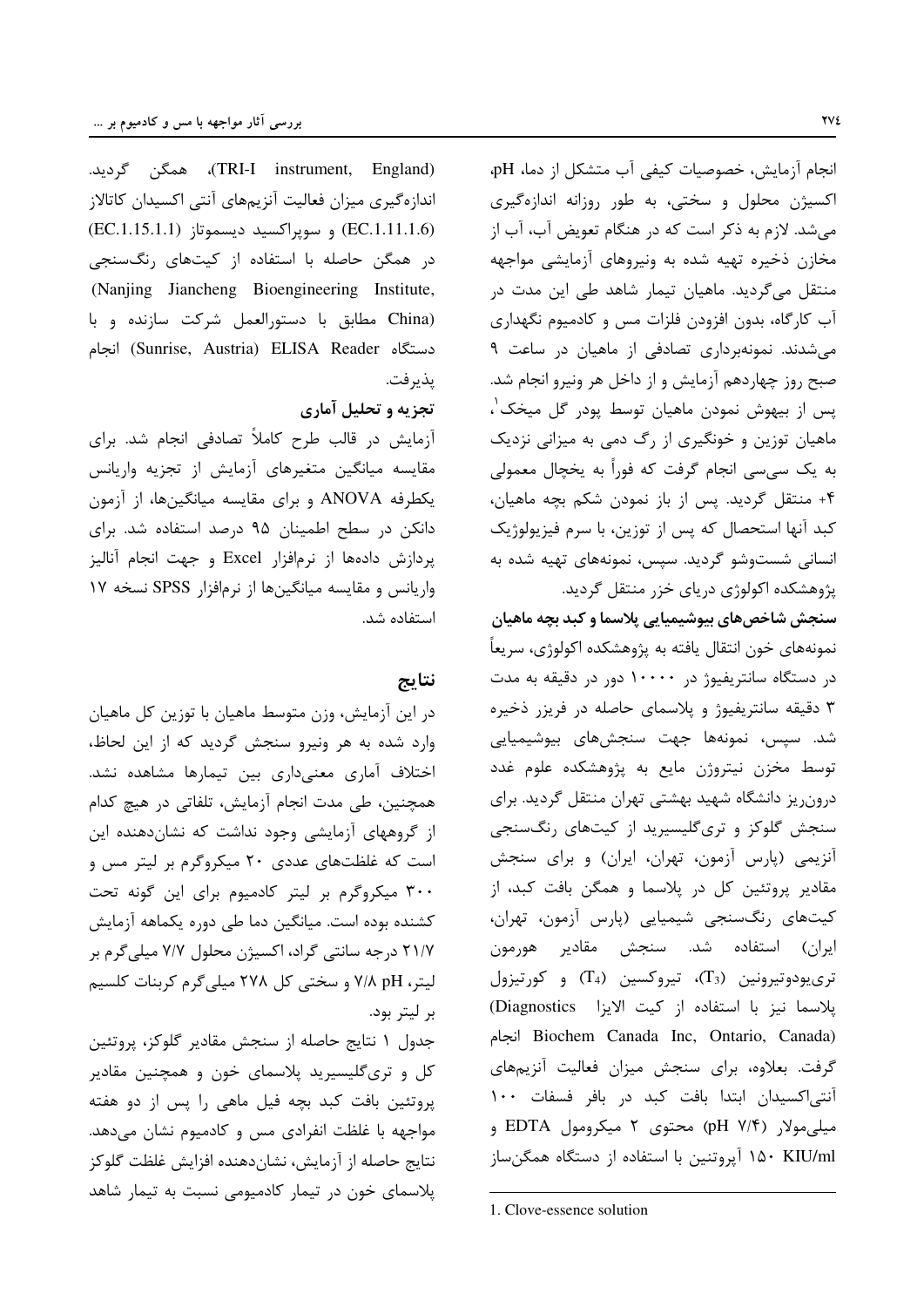انجام آزمایش، خصوصیات کیفی آب متشکل از دما، pH، اکسیژن محلول و سختی، به طور روزانه اندازه‌گیری می‌شد. لازم به ذکر است که در هنگام تعویض آب، آب از مخازن ذخیره تهیه شده به ونیروهای آزمایشی مواجهه منتقل می‌گردید. ماهیان تیمار شاهد طی این مدت در آب کارگاه، بدون افزودن فلزات مس و کادمیوم نگهداری می‌شدند. نمونه‌برداری تصادفی از ماهیان در ساعت ۹ صبح روز چهاردهم آزمایش و از داخل هر ونیرو انجام شد. پس از بیهوش نمودن ماهیان توسط پودر گل میخک[1]، ماهیان توزین و خونگیری از رگ دمی به میزانی نزدیک به یک سی‌سی انجام گرفت که فوراً به یخچال معمولی ۴+ منتقل گردید. پس از باز نمودن شکم بچه ماهیان، کبد آنها استحصال که پس از توزین، با سرم فیزیولوژیک انسانی شستوشو گردید. سپس، نمونه‌های تهیه شده به پژوهشکده اکولوژی دریای خزر منتقل گردید.

**سنجش شاخص‌های بیوشیمیایی پلاسما و کبد بچه ماهیان**

نمونه‌های خون انتقال یافته به پژوهشکده اکولوژی، سریعاً در دستگاه سانتریفیوژ در ۱۰۰۰۰ دور در دقیقه به مدت ۳ دقیقه سانتریفیوژ و پلاسمای حاصله در فریزر ذخیره شد. سپس، نمونه‌ها جهت سنجش‌های بیوشیمیایی توسط مخزن نیتروژن مایع به پژوهشکده علوم غدد درون‌ریز دانشگاه شهید بهشتی تهران منتقل گردید. برای سنجش گلوکز و تری‌گلیسیرید از کیت‌های رنگ‌سنجی آنزیمی (پارس آزمون، تهران، ایران) و برای سنجش مقادیر پروتئین کل در پلاسما و همگن بافت کبد، از کیت‌های رنگ‌سنجی شیمیایی (پارس آزمون، تهران، ایران) استفاده شد. سنجش مقادیر هورمون تری‌یودوتیرونین ($T_3$)، تیروکسین ($T_4$) و کورتیزول پلاسما نیز با استفاده از کیت الایزا (Diagnostics Biochem Canada Inc, Ontario, Canada) انجام گرفت. بعلاوه، برای سنجش میزان فعالیت آنزیم‌های آنتی‌اکسیدان ابتدا بافت کبد در بافر فسفات ۱۰۰ میلی‌مولار (pH ۷/۴) محتوی ۲ میکرومول EDTA و ۱۵۰ KIU/ml آپروتنین با استفاده از دستگاه همگن‌ساز (TRI-I instrument, England)، همگن گردید. اندازه‌گیری میزان فعالیت آنزیم‌های آنتی اکسیدان کاتالاز (EC.1.11.1.6) و سوپراکسید دیسموتاز (EC.1.15.1.1) در همگن حاصله با استفاده از کیت‌های رنگ‌سنجی (Nanjing Jiancheng Bioengineering Institute, China) مطابق با دستورالعمل شرکت سازنده و با دستگاه Sunrise, Austria) ELISA Reader) انجام پذیرفت.

**تجزیه و تحلیل آماری**

آزمایش در قالب طرح کاملاً تصادفی انجام شد. برای مقایسه میانگین متغیرهای آزمایش از تجزیه واریانس یکطرفه ANOVA و برای مقایسه میانگین‌ها، از آزمون دانکن در سطح اطمینان ۹۵ درصد استفاده شد. برای پردازش داده‌ها از نرم‌افزار Excel و جهت انجام آنالیز واریانس و مقایسه میانگین‌ها از نرم‌افزار SPSS نسخه ۱۷ استفاده شد.

## نتایج

در این آزمایش، وزن متوسط ماهیان با توزین کل ماهیان وارد شده به هر ونیرو سنجش گردید که از این لحاظ، اختلاف آماری معنی‌داری بین تیمارها مشاهده نشد. همچنین، طی مدت انجام آزمایش، تلفاتی در هیچ کدام از گروههای آزمایشی وجود نداشت که نشان‌دهنده این است که غلظت‌های عددی ۲۰ میکروگرم بر لیتر مس و ۳۰۰ میکروگرم بر لیتر کادمیوم برای این گونه تحت کشنده بوده است. میانگین دما طی دوره یکماهه آزمایش ۲۱/۷ درجه سانتی گراد، اکسیژن محلول ۷/۷ میلی‌گرم بر لیتر، pH ۷/۸ و سختی کل ۲۷۸ میلی‌گرم کربنات کلسیم بر لیتر بود.

جدول ۱ نتایج حاصله از سنجش مقادیر گلوکز، پروتئین کل و تری‌گلیسیرید پلاسمای خون و همچنین مقادیر پروتئین بافت کبد بچه فیل ماهی را پس از دو هفته مواجهه با غلظت انفرادی مس و کادمیوم نشان می‌دهد. نتایج حاصله از آزمایش، نشان‌دهنده افزایش غلظت گلوکز پلاسمای خون در تیمار کادمیومی نسبت به تیمار شاهد

---

1. Clove-essence solution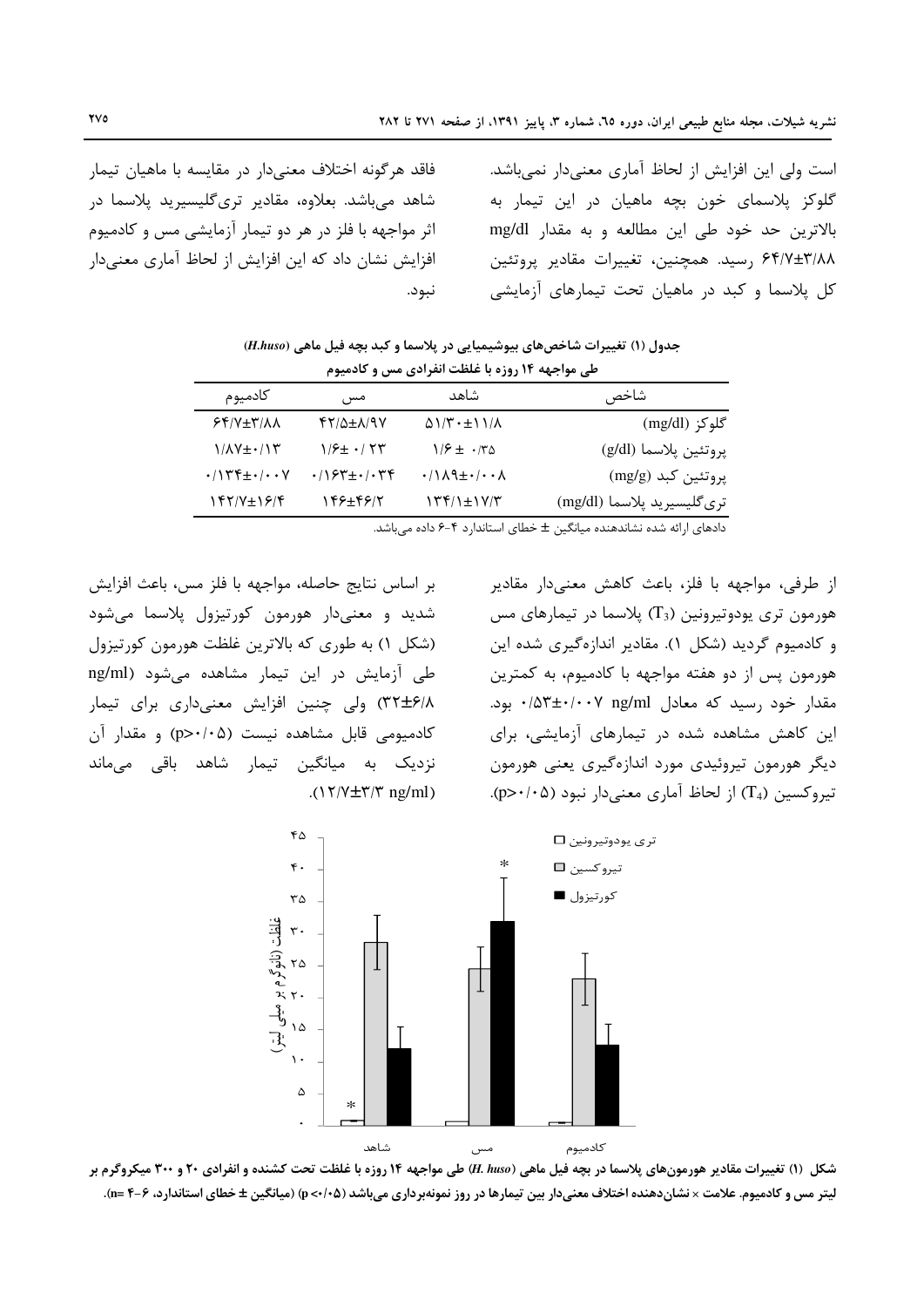است ولی این افزایش از لحاظ آماری معنی‌دار نمی‌باشد. گلوکز پلاسمای خون بچه ماهیان در این تیمار به بالاترین حد خود طی این مطالعه و به مقدار mg/dl ۶۴/۷±۳/۸۸ رسید. همچنین، تغییرات مقادیر پروتئین کل پلاسما و کبد در ماهیان تحت تیمارهای آزمایشی فاقد هرگونه اختلاف معنی‌دار در مقایسه با ماهیان تیمار شاهد می‌باشد. بعلاوه، مقادیر تری‌گلیسیرید پلاسما در اثر مواجهه با فلز در هر دو تیمار آزمایشی مس و کادمیوم افزایش نشان داد که این افزایش از لحاظ آماری معنی‌دار نبود.

**جدول (۱) تغییرات شاخص‌های بیوشیمیایی در پلاسما و کبد بچه فیل ماهی (*H.huso*) طی مواجهه ۱۴ روزه با غلظت انفرادی مس و کادمیوم**

| شاخص | شاهد | مس | کادمیوم |
|---|---|---|---|
| گلوکز (mg/dl) | ۵۱/۳۰±۱۱/۸ | ۴۲/۵±۸/۹۷ | ۶۴/۷±۳/۸۸ |
| پروتئین پلاسما (g/dl) | ۱/۶± ۰/۳۵ | ۱/۶± ۰/ ۲۳ | ۱/۸۷±۰/۱۳ |
| پروتئین کبد (mg/g) | ۰/۱۸۹±۰/۰۰۸ | ۰/۱۶۳±۰/۰۳۴ | ۰/۱۳۴±۰/۰۰۷ |
| تری‌گلیسیرید پلاسما (mg/dl) | ۱۳۴/۱±۱۷/۳ | ۱۴۶±۴۶/۲ | ۱۴۲/۷±۱۶/۴ |

داده‌های ارائه شده نشاندهنده میانگین ± خطای استاندارد ۴-۶ داده می‌باشد.

از طرفی، مواجهه با فلز، باعث کاهش معنی‌دار مقادیر هورمون تری یودوتیرونین ($T_3$) پلاسما در تیمارهای مس و کادمیوم گردید (شکل ۱). مقادیر اندازه‌گیری شده این هورمون پس از دو هفته مواجهه با کادمیوم، به کمترین مقدار خود رسید که معادل ng/ml ۰/۵۳±۰/۰۰۷ بود. این کاهش مشاهده شده در تیمارهای آزمایشی، برای دیگر هورمون تیروئیدی مورد اندازه‌گیری یعنی هورمون تیروکسین ($T_4$) از لحاظ آماری معنی‌دار نبود (p>۰/۰۵).

بر اساس نتایج حاصله، مواجهه با فلز مس، باعث افزایش شدید و معنی‌دار هورمون کورتیزول پلاسما می‌شود (شکل ۱) به طوری که بالاترین غلظت هورمون کورتیزول طی آزمایش در این تیمار مشاهده می‌شود (ng/ml ۳۲±۶/۸) ولی چنین افزایش معنی‌داری برای تیمار کادمیومی قابل مشاهده نیست (p>۰/۰۵) و مقدار آن نزدیک به میانگین تیمار شاهد باقی می‌ماند (۱۲/۷±۳/۳ ng/ml).

**شکل (۱) تغییرات مقادیر هورمون‌های پلاسما در بچه فیل ماهی (*H. huso*) طی مواجهه ۱۴ روزه با غلظت تحت کشنده و انفرادی ۲۰ و ۳۰۰ میکروگرم بر لیتر مس و کادمیوم. علامت × نشان‌دهنده اختلاف معنی‌دار بین تیمارها در روز نمونه‌برداری می‌باشد (p <۰/۰۵) (میانگین ± خطای استاندارد، ۶-۴ =n).**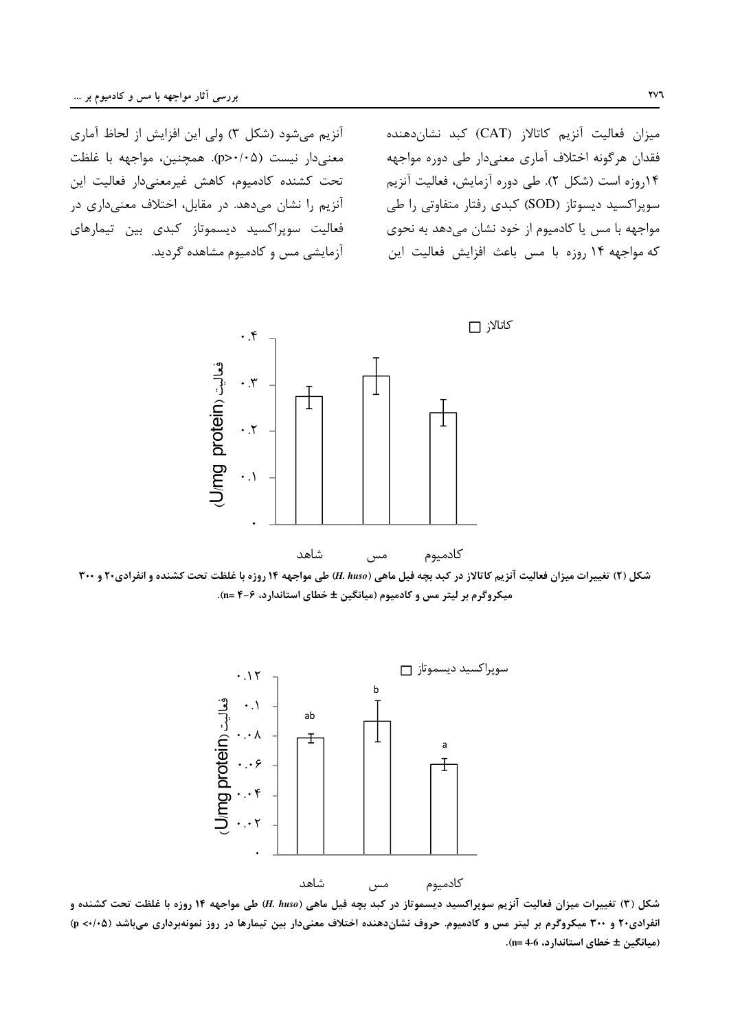میزان فعالیت آنزیم کاتالاز (CAT) کبد نشان‌دهنده فقدان هرگونه اختلاف آماری معنی‌دار طی دوره مواجهه ۱۴روزه است (شکل ۲). طی دوره آزمایش، فعالیت آنزیم سوپراکسید دیسموتاز (SOD) کبدی رفتار متفاوتی را طی مواجهه با مس یا کادمیوم از خود نشان می‌دهد به نحوی که مواجهه ۱۴ روزه با مس باعث افزایش فعالیت این آنزیم می‌شود (شکل ۳) ولی این افزایش از لحاظ آماری معنی‌دار نیست (p>۰/۰۵). همچنین، مواجهه با غلظت تحت کشنده کادمیوم، کاهش غیرمعنی‌دار فعالیت این آنزیم را نشان می‌دهد. در مقابل، اختلاف معنی‌داری در فعالیت سوپراکسید دیسموتاز کبدی بین تیمارهای آزمایشی مس و کادمیوم مشاهده گردید.

**شکل (۲) تغییرات میزان فعالیت آنزیم کاتالاز در کبد بچه فیل ماهی (*H. huso*) طی مواجهه ۱۴ روزه با غلظت تحت کشنده و انفرادی۲۰ و ۳۰۰ میکروگرم بر لیتر مس و کادمیوم (میانگین ± خطای استاندارد، ۶-۴ =n).**

**شکل (۳) تغییرات میزان فعالیت آنزیم سوپراکسید دیسموتاز در کبد بچه فیل ماهی (*H. huso*) طی مواجهه ۱۴ روزه با غلظت تحت کشنده و انفرادی۲۰ و ۳۰۰ میکروگرم بر لیتر مس و کادمیوم. حروف نشان‌دهنده اختلاف معنی‌دار بین تیمارها در روز نمونه‌برداری می‌باشد (p <۰/۰۵) (میانگین ± خطای استاندارد، 4-6 =n).**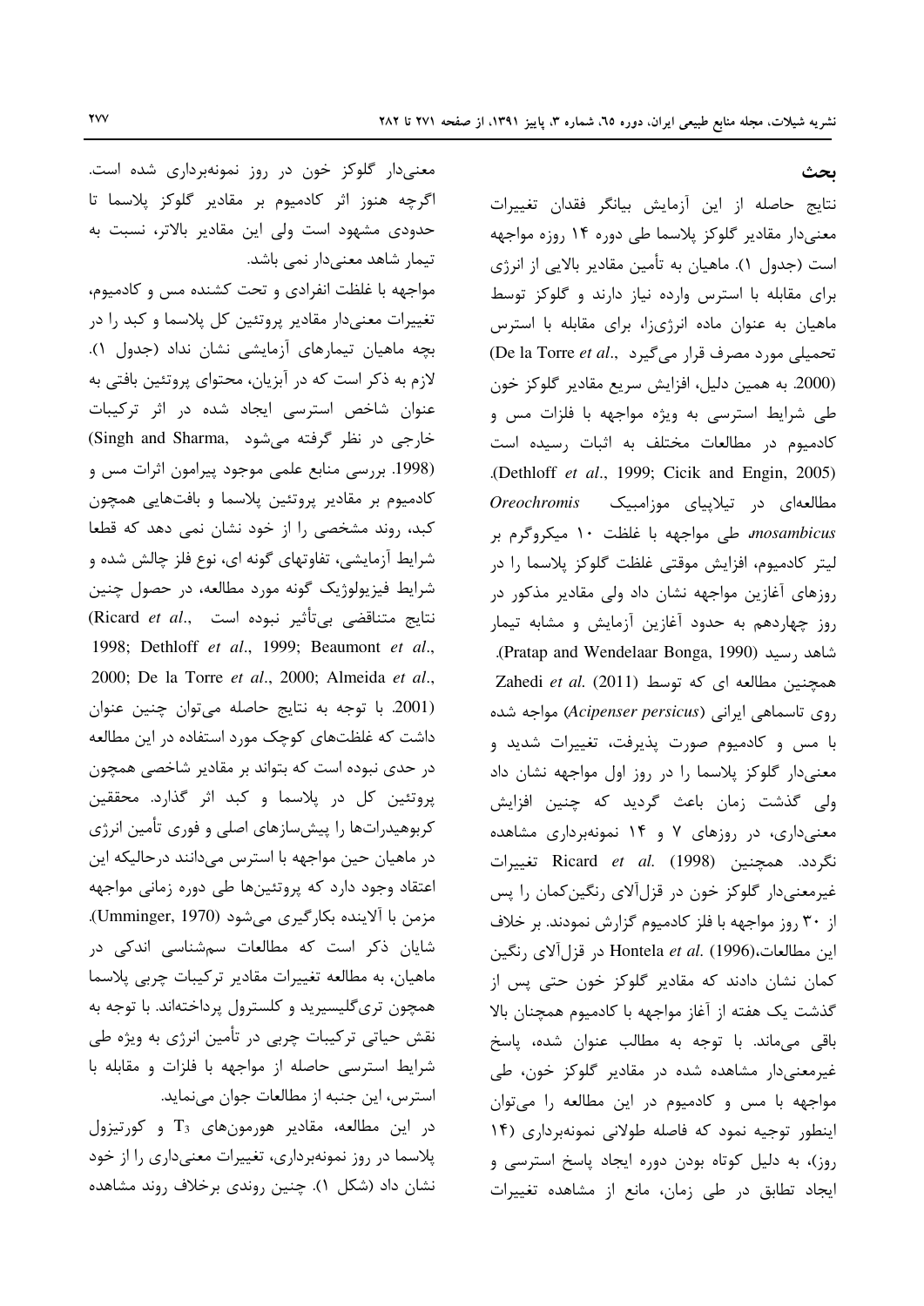## بحث

نتایج حاصله از این آزمایش بیانگر فقدان تغییرات معنی‌دار مقادیر گلوکز پلاسما طی دوره ۱۴ روزه مواجهه است (جدول ۱). ماهیان به تأمین مقادیر بالایی از انرژی برای مقابله با استرس وارده نیاز دارند و گلوکز توسط ماهیان به عنوان ماده انرژی‌زا، برای مقابله با استرس تحمیلی مورد مصرف قرار می‌گیرد (De la Torre *et al*., 2000). به همین دلیل، افزایش سریع مقادیر گلوکز خون طی شرایط استرسی به ویژه مواجهه با فلزات مس و کادمیوم در مطالعات مختلف به اثبات رسیده است (Dethloff *et al*., 1999; Cicik and Engin, 2005). مطالعه‌ای در تیلاپیای موزامبیک *Oreochromis mosambicus*، طی مواجهه با غلظت ۱۰ میکروگرم بر لیتر کادمیوم، افزایش موقتی غلظت گلوکز پلاسما را در روزهای آغازین مواجهه نشان داد ولی مقادیر مذکور در روز چهاردهم به حدود آغازین آزمایش و مشابه تیمار شاهد رسید (Pratap and Wendelaar Bonga, 1990). همچنین مطالعه ای که توسط Zahedi *et al*. (2011) روی تاسماهی ایرانی (*Acipenser persicus*) مواجه شده با مس و کادمیوم صورت پذیرفت، تغییرات شدید و معنی‌دار گلوکز پلاسما را در روز اول مواجهه نشان داد ولی گذشت زمان باعث گردید که چنین افزایش معنی‌داری، در روزهای ۷ و ۱۴ نمونه‌برداری مشاهده نگردد. همچنین Ricard *et al*. (1998) تغییرات غیرمعنی‌دار گلوکز خون در قزل‌آلای رنگین‌کمان را پس از ۳۰ روز مواجهه با فلز کادمیوم گزارش نمودند. بر خلاف این مطالعات، Hontela *et al*. (1996) در قزل‌آلای رنگین کمان نشان دادند که مقادیر گلوکز خون حتی پس از گذشت یک هفته از آغاز مواجهه با کادمیوم همچنان بالا باقی می‌ماند. با توجه به مطالب عنوان شده، پاسخ غیرمعنی‌دار مشاهده شده در مقادیر گلوکز خون، طی مواجهه با مس و کادمیوم در این مطالعه را می‌توان اینطور توجیه نمود که فاصله طولانی نمونه‌برداری (۱۴ روز)، به دلیل کوتاه بودن دوره ایجاد پاسخ استرسی و ایجاد تطابق در طی زمان، مانع از مشاهده تغییرات معنی‌دار گلوکز خون در روز نمونه‌برداری شده است. اگرچه هنوز اثر کادمیوم بر مقادیر گلوکز پلاسما تا حدودی مشهود است ولی این مقادیر بالاتر، نسبت به تیمار شاهد معنی‌دار نمی باشد.

مواجهه با غلظت انفرادی و تحت کشنده مس و کادمیوم، تغییرات معنی‌دار مقادیر پروتئین کل پلاسما و کبد را در بچه ماهیان تیمارهای آزمایشی نشان نداد (جدول ۱). لازم به ذکر است که در آبزیان، محتوای پروتئین بافتی به عنوان شاخص استرسی ایجاد شده در اثر ترکیبات خارجی در نظر گرفته می‌شود (Singh and Sharma, 1998). بررسی منابع علمی موجود پیرامون اثرات مس و کادمیوم بر مقادیر پروتئین پلاسما و بافت‌هایی همچون کبد، روند مشخصی را از خود نشان نمی دهد که قطعا شرایط آزمایشی، تفاوتهای گونه ای، نوع فلز چالش شده و شرایط فیزیولوژیک گونه مورد مطالعه، در حصول چنین نتایج متناقضی بی‌تأثیر نبوده است (Ricard *et al*., 1998; Dethloff *et al*., 1999; Beaumont *et al*., 2000; De la Torre *et al*., 2000; Almeida *et al*., 2001). با توجه به نتایج حاصله می‌توان چنین عنوان داشت که غلظت‌های کوچک مورد استفاده در این مطالعه در حدی نبوده است که بتواند بر مقادیر شاخصی همچون پروتئین کل در پلاسما و کبد اثر گذارد. محققین کربوهیدرات‌ها را پیش‌سازهای اصلی و فوری تأمین انرژی در ماهیان حین مواجهه با استرس می‌دانند درحالیکه این اعتقاد وجود دارد که پروتئین‌ها طی دوره زمانی مواجهه مزمن با آلاینده بکارگیری می‌شود (Umminger, 1970). شایان ذکر است که مطالعات سم‌شناسی اندکی در ماهیان، به مطالعه تغییرات مقادیر ترکیبات چربی پلاسما همچون تری‌گلیسیرید و کلسترول پرداخته‌اند. با توجه به نقش حیاتی ترکیبات چربی در تأمین انرژی به ویژه طی شرایط استرسی حاصله از مواجهه با فلزات و مقابله با استرس، این جنبه از مطالعات جوان می‌نماید.

در این مطالعه، مقادیر هورمون‌های $T_3$ و کورتیزول پلاسما در روز نمونه‌برداری، تغییرات معنی‌داری را از خود نشان داد (شکل ۱). چنین روندی برخلاف روند مشاهده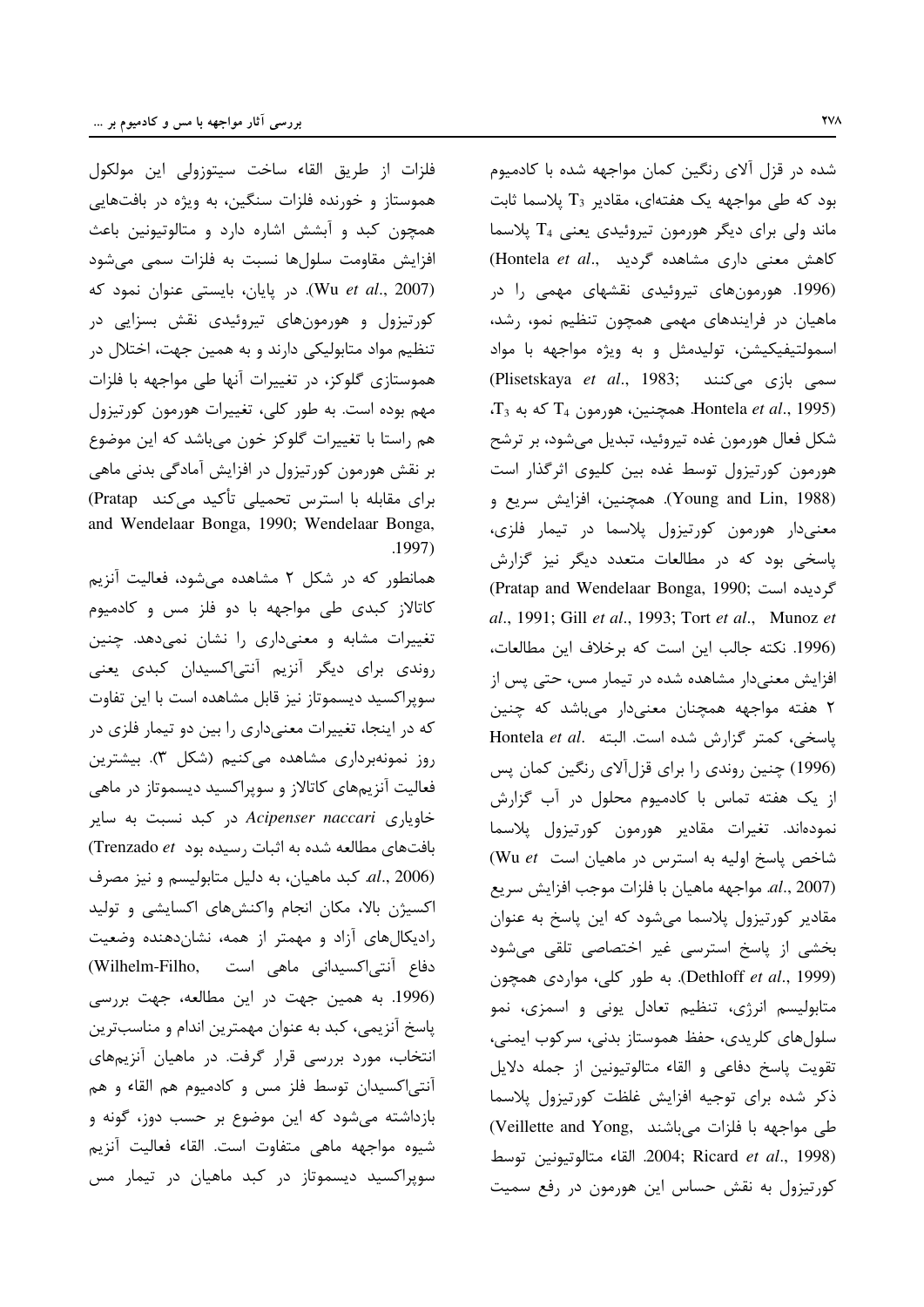شده در قزل آلای رنگین کمان مواجهه شده با کادمیوم بود که طی مواجهه یک هفته‌ای، مقادیر $T_3$ پلاسما ثابت ماند ولی برای دیگر هورمون تیروئیدی یعنی $T_4$ پلاسما کاهش معنی داری مشاهده گردید (Hontela *et al*., 1996). هورمون‌های تیروئیدی نقشهای مهمی را در ماهیان در فرایندهای مهمی همچون تنظیم نمو، رشد، اسمولتیفیکیشن، تولیدمثل و به ویژه مواجهه با مواد سمی بازی می‌کنند (Plisetskaya *et al*., 1983; Hontela *et al*., 1995). همچنین، هورمون $T_4$ که به $T_3$، شکل فعال هورمون غده تیروئید، تبدیل می‌شود، بر ترشح هورمون کورتیزول توسط غده بین کلیوی اثرگذار است (Young and Lin, 1988). همچنین، افزایش سریع و معنی‌دار هورمون کورتیزول پلاسما در تیمار فلزی، پاسخی بود که در مطالعات متعدد دیگر نیز گزارش گردیده است (Pratap and Wendelaar Bonga, 1990; *et al*., 1991; Gill *et al*., 1993; Tort *et al*., Munoz *et al*., 1996). نکته جالب این است که برخلاف این مطالعات، افزایش معنی‌دار مشاهده شده در تیمار مس، حتی پس از ۲ هفته مواجهه همچنان معنی‌دار می‌باشد که چنین پاسخی، کمتر گزارش شده است. البته Hontela *et al*. (1996) چنین روندی را برای قزل‌آلای رنگین کمان پس از یک هفته تماس با کادمیوم محلول در آب گزارش نموده‌اند. تغیرات مقادیر هورمون کورتیزول پلاسما شاخص پاسخ اولیه به استرس در ماهیان است (Wu *et al*., 2007). مواجهه ماهیان با فلزات موجب افزایش سریع مقادیر کورتیزول پلاسما می‌شود که این پاسخ به عنوان بخشی از پاسخ استرسی غیر اختصاصی تلقی می‌شود (Dethloff *et al*., 1999). به طور کلی، مواردی همچون متابولیسم انرژی، تنظیم تعادل یونی و اسمزی، نمو سلول‌های کلریدی، حفظ هموستاز بدنی، سرکوب ایمنی، تقویت پاسخ دفاعی و القاء متالوتیونین از جمله دلایل ذکر شده برای توجیه افزایش غلظت کورتیزول پلاسما طی مواجهه با فلزات می‌باشند (Veillette and Yong, 2004; Ricard *et al*., 1998). القاء متالوتیونین توسط کورتیزول به نقش حساس این هورمون در رفع سمیت فلزات از طریق القاء ساخت سیتوزولی این مولکول هموستاز و خورنده فلزات سنگین، به ویژه در بافت‌هایی همچون کبد و آبشش اشاره دارد و متالوتیونین باعث افزایش مقاومت سلول‌ها نسبت به فلزات سمی می‌شود (Wu *et al*., 2007). در پایان، بایستی عنوان نمود که کورتیزول و هورمون‌های تیروئیدی نقش بسزایی در تنظیم مواد متابولیکی دارند و به همین جهت، اختلال در هموستازی گلوکز، در تغییرات آنها طی مواجهه با فلزات مهم بوده است. به طور کلی، تغییرات هورمون کورتیزول هم راستا با تغییرات گلوکز خون می‌باشد که این موضوع بر نقش هورمون کورتیزول در افزایش آمادگی بدنی ماهی برای مقابله با استرس تحمیلی تأکید می‌کند (Pratap and Wendelaar Bonga, 1990; Wendelaar Bonga, 1997).

همانطور که در شکل ۲ مشاهده می‌شود، فعالیت آنزیم کاتالاز کبدی طی مواجهه با دو فلز مس و کادمیوم تغییرات مشابه و معنی‌داری را نشان نمی‌دهد. چنین روندی برای دیگر آنزیم آنتی‌اکسیدان کبدی یعنی سوپراکسید دیسموتاز نیز قابل مشاهده است با این تفاوت که در اینجا، تغییرات معنی‌داری را بین دو تیمار فلزی در روز نمونه‌برداری مشاهده می‌کنیم (شکل ۳). بیشترین فعالیت آنزیم‌های کاتالاز و سوپراکسید دیسموتاز در ماهی خاویاری *Acipenser naccari* در کبد نسبت به سایر بافت‌های مطالعه شده به اثبات رسیده بود (Trenzado *et al*., 2006). کبد ماهیان، به دلیل متابولیسم و نیز مصرف اکسیژن بالا، مکان انجام واکنش‌های اکسایشی و تولید رادیکال‌های آزاد و مهمتر از همه، نشان‌دهنده وضعیت دفاع آنتی‌اکسیدانی ماهی است (Wilhelm-Filho, 1996). به همین جهت در این مطالعه، جهت بررسی پاسخ آنزیمی، کبد به عنوان مهمترین اندام و مناسب‌ترین انتخاب، مورد بررسی قرار گرفت. در ماهیان آنزیم‌های آنتی‌اکسیدان توسط فلز مس و کادمیوم هم القاء و هم بازداشته می‌شود که این موضوع بر حسب دوز، گونه و شیوه مواجهه ماهی متفاوت است. القاء فعالیت آنزیم سوپراکسید دیسموتاز در کبد ماهیان در تیمار مس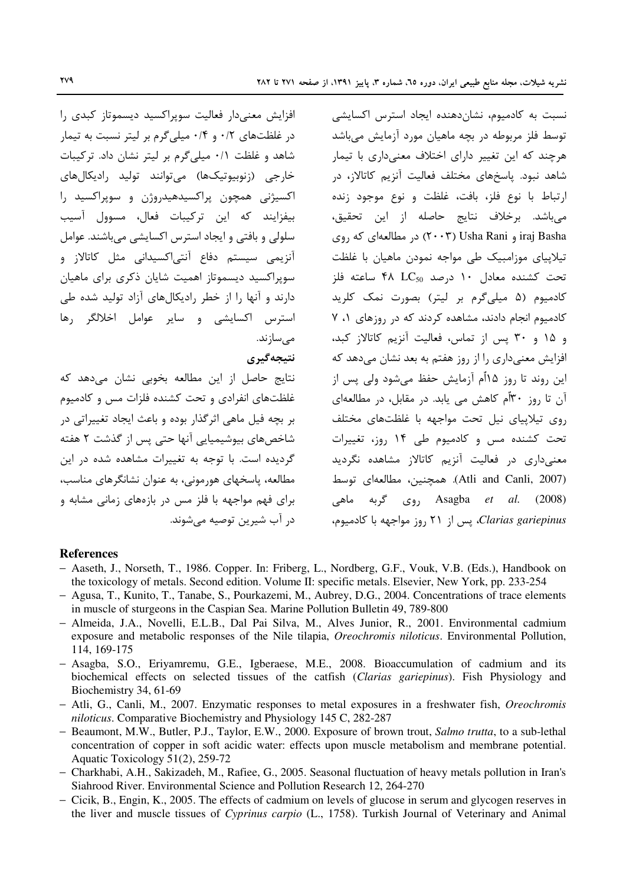نسبت به کادمیوم، نشان‌دهنده ایجاد استرس اکسایشی توسط فلز مربوطه در بچه ماهیان مورد آزمایش می‌باشد هرچند که این تغییر دارای اختلاف معنی‌داری با تیمار شاهد نبود. پاسخ‌های مختلف فعالیت آنزیم کاتالاز، در ارتباط با نوع فلز، بافت، غلظت و نوع موجود زنده می‌باشد. برخلاف نتایج حاصله از این تحقیق، iraj Basha و Usha Rani (۲۰۰۳) در مطالعه‌ای که روی تیلاپیای موزامبیک طی مواجه نمودن ماهیان با غلظت تحت کشنده معادل ۱۰ درصد $LC_{50}$ ۴۸ ساعته فلز کادمیوم (۵ میلی‌گرم بر لیتر) بصورت نمک کلرید کادمیوم انجام دادند، مشاهده کردند که در روزهای ۱، ۷ و ۱۵ و ۳۰ پس از تماس، فعالیت آنزیم کاتالاز کبد، افزایش معنی‌داری را از روز هفتم به بعد نشان می‌دهد که این روند تا روز ۱۵اُم آزمایش حفظ می‌شود ولی پس از آن تا روز ۳۰اُم کاهش می یابد. در مقابل، در مطالعه‌ای روی تیلاپیای نیل تحت مواجهه با غلظت‌های مختلف تحت کشنده مس و کادمیوم طی ۱۴ روز، تغییرات معنی‌داری در فعالیت آنزیم کاتالاز مشاهده نگردید (Atli and Canli, 2007). همچنین، مطالعه‌ای توسط Asagba *et al.* (2008) روی گربه ماهی *Clarias gariepinus*، پس از ۲۱ روز مواجهه با کادمیوم، افزایش معنی‌دار فعالیت سوپراکسید دیسموتاز کبدی را در غلظت‌های ۰/۲ و ۰/۴ میلی‌گرم بر لیتر نسبت به تیمار شاهد و غلظت ۰/۱ میلی‌گرم بر لیتر نشان داد. ترکیبات خارجی (زنوبیوتیک‌ها) می‌توانند تولید رادیکال‌های اکسیژنی همچون پراکسیدهیدروژن و سوپراکسید را بیفزایند که این ترکیبات فعال، مسوول آسیب سلولی و بافتی و ایجاد استرس اکسایشی می‌باشند. عوامل آنزیمی سیستم دفاع آنتی‌اکسیدانی مثل کاتالاز و سوپراکسید دیسموتاز اهمیت شایان ذکری برای ماهیان دارند و آنها را از خطر رادیکال‌های آزاد تولید شده طی استرس اکسایشی و سایر عوامل اخلالگر رها می‌سازند.

**نتیجه‌گیری**

نتایج حاصل از این مطالعه بخوبی نشان می‌دهد که غلظت‌های انفرادی و تحت کشنده فلزات مس و کادمیوم بر بچه فیل ماهی اثرگذار بوده و باعث ایجاد تغییراتی در شاخص‌های بیوشیمیایی آنها حتی پس از گذشت ۲ هفته گردیده است. با توجه به تغییرات مشاهده شده در این مطالعه، پاسخهای هورمونی، به عنوان نشانگرهای مناسب، برای فهم مواجهه با فلز مس در بازه‌های زمانی مشابه و در آب شیرین توصیه می‌شوند.

## References

- Aaseth, J., Norseth, T., 1986. Copper. In: Friberg, L., Nordberg, G.F., Vouk, V.B. (Eds.), Handbook on the toxicology of metals. Second edition. Volume II: specific metals. Elsevier, New York, pp. 233-254
- Agusa, T., Kunito, T., Tanabe, S., Pourkazemi, M., Aubrey, D.G., 2004. Concentrations of trace elements in muscle of sturgeons in the Caspian Sea. Marine Pollution Bulletin 49, 789-800
- Almeida, J.A., Novelli, E.L.B., Dal Pai Silva, M., Alves Junior, R., 2001. Environmental cadmium exposure and metabolic responses of the Nile tilapia, *Oreochromis niloticus*. Environmental Pollution, 114, 169-175
- Asagba, S.O., Eriyamremu, G.E., Igberaese, M.E., 2008. Bioaccumulation of cadmium and its biochemical effects on selected tissues of the catfish (*Clarias gariepinus*). Fish Physiology and Biochemistry 34, 61-69
- Atli, G., Canli, M., 2007. Enzymatic responses to metal exposures in a freshwater fish, *Oreochromis niloticus*. Comparative Biochemistry and Physiology 145 C, 282-287
- Beaumont, M.W., Butler, P.J., Taylor, E.W., 2000. Exposure of brown trout, *Salmo trutta*, to a sub-lethal concentration of copper in soft acidic water: effects upon muscle metabolism and membrane potential. Aquatic Toxicology 51(2), 259-72
- Charkhabi, A.H., Sakizadeh, M., Rafiee, G., 2005. Seasonal fluctuation of heavy metals pollution in Iran's Siahrood River. Environmental Science and Pollution Research 12, 264-270
- Cicik, B., Engin, K., 2005. The effects of cadmium on levels of glucose in serum and glycogen reserves in the liver and muscle tissues of *Cyprinus carpio* (L., 1758). Turkish Journal of Veterinary and Animal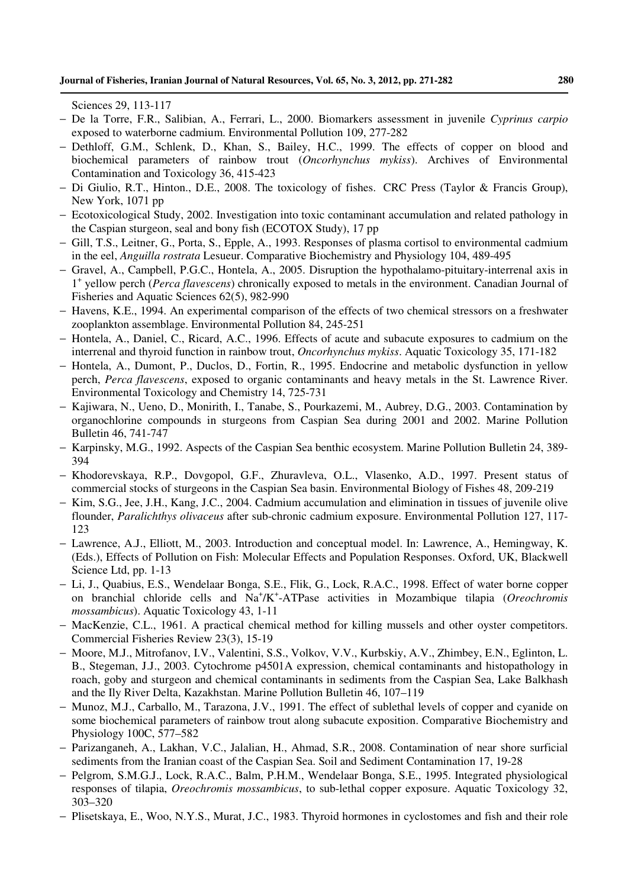Sciences 29, 113-117

- De la Torre, F.R., Salibian, A., Ferrari, L., 2000. Biomarkers assessment in juvenile *Cyprinus carpio* exposed to waterborne cadmium. Environmental Pollution 109, 277-282
- Dethloff, G.M., Schlenk, D., Khan, S., Bailey, H.C., 1999. The effects of copper on blood and biochemical parameters of rainbow trout (*Oncorhynchus mykiss*). Archives of Environmental Contamination and Toxicology 36, 415-423
- Di Giulio, R.T., Hinton., D.E., 2008. The toxicology of fishes. CRC Press (Taylor & Francis Group), New York, 1071 pp
- Ecotoxicological Study, 2002. Investigation into toxic contaminant accumulation and related pathology in the Caspian sturgeon, seal and bony fish (ECOTOX Study), 17 pp
- Gill, T.S., Leitner, G., Porta, S., Epple, A., 1993. Responses of plasma cortisol to environmental cadmium in the eel, *Anguilla rostrata* Lesueur. Comparative Biochemistry and Physiology 104, 489-495
- Gravel, A., Campbell, P.G.C., Hontela, A., 2005. Disruption the hypothalamo-pituitary-interrenal axis in $1^+$ yellow perch (*Perca flavescens*) chronically exposed to metals in the environment. Canadian Journal of Fisheries and Aquatic Sciences 62(5), 982-990
- Havens, K.E., 1994. An experimental comparison of the effects of two chemical stressors on a freshwater zooplankton assemblage. Environmental Pollution 84, 245-251
- Hontela, A., Daniel, C., Ricard, A.C., 1996. Effects of acute and subacute exposures to cadmium on the interrenal and thyroid function in rainbow trout, *Oncorhynchus mykiss*. Aquatic Toxicology 35, 171-182
- Hontela, A., Dumont, P., Duclos, D., Fortin, R., 1995. Endocrine and metabolic dysfunction in yellow perch, *Perca flavescens*, exposed to organic contaminants and heavy metals in the St. Lawrence River. Environmental Toxicology and Chemistry 14, 725-731
- Kajiwara, N., Ueno, D., Monirith, I., Tanabe, S., Pourkazemi, M., Aubrey, D.G., 2003. Contamination by organochlorine compounds in sturgeons from Caspian Sea during 2001 and 2002. Marine Pollution Bulletin 46, 741-747
- Karpinsky, M.G., 1992. Aspects of the Caspian Sea benthic ecosystem. Marine Pollution Bulletin 24, 389-394
- Khodorevskaya, R.P., Dovgopol, G.F., Zhuravleva, O.L., Vlasenko, A.D., 1997. Present status of commercial stocks of sturgeons in the Caspian Sea basin. Environmental Biology of Fishes 48, 209-219
- Kim, S.G., Jee, J.H., Kang, J.C., 2004. Cadmium accumulation and elimination in tissues of juvenile olive flounder, *Paralichthys olivaceus* after sub-chronic cadmium exposure. Environmental Pollution 127, 117-123
- Lawrence, A.J., Elliott, M., 2003. Introduction and conceptual model. In: Lawrence, A., Hemingway, K. (Eds.), Effects of Pollution on Fish: Molecular Effects and Population Responses. Oxford, UK, Blackwell Science Ltd, pp. 1-13
- Li, J., Quabius, E.S., Wendelaar Bonga, S.E., Flik, G., Lock, R.A.C., 1998. Effect of water borne copper on branchial chloride cells and $Na^+/K^+$-ATPase activities in Mozambique tilapia (*Oreochromis mossambicus*). Aquatic Toxicology 43, 1-11
- MacKenzie, C.L., 1961. A practical chemical method for killing mussels and other oyster competitors. Commercial Fisheries Review 23(3), 15-19
- Moore, M.J., Mitrofanov, I.V., Valentini, S.S., Volkov, V.V., Kurbskiy, A.V., Zhimbey, E.N., Eglinton, L. B., Stegeman, J.J., 2003. Cytochrome p4501A expression, chemical contaminants and histopathology in roach, goby and sturgeon and chemical contaminants in sediments from the Caspian Sea, Lake Balkhash and the Ily River Delta, Kazakhstan. Marine Pollution Bulletin 46, 107–119
- Munoz, M.J., Carballo, M., Tarazona, J.V., 1991. The effect of sublethal levels of copper and cyanide on some biochemical parameters of rainbow trout along subacute exposition. Comparative Biochemistry and Physiology 100C, 577–582
- Parizanganeh, A., Lakhan, V.C., Jalalian, H., Ahmad, S.R., 2008. Contamination of near shore surficial sediments from the Iranian coast of the Caspian Sea. Soil and Sediment Contamination 17, 19-28
- Pelgrom, S.M.G.J., Lock, R.A.C., Balm, P.H.M., Wendelaar Bonga, S.E., 1995. Integrated physiological responses of tilapia, *Oreochromis mossambicus*, to sub-lethal copper exposure. Aquatic Toxicology 32, 303–320
- Plisetskaya, E., Woo, N.Y.S., Murat, J.C., 1983. Thyroid hormones in cyclostomes and fish and their role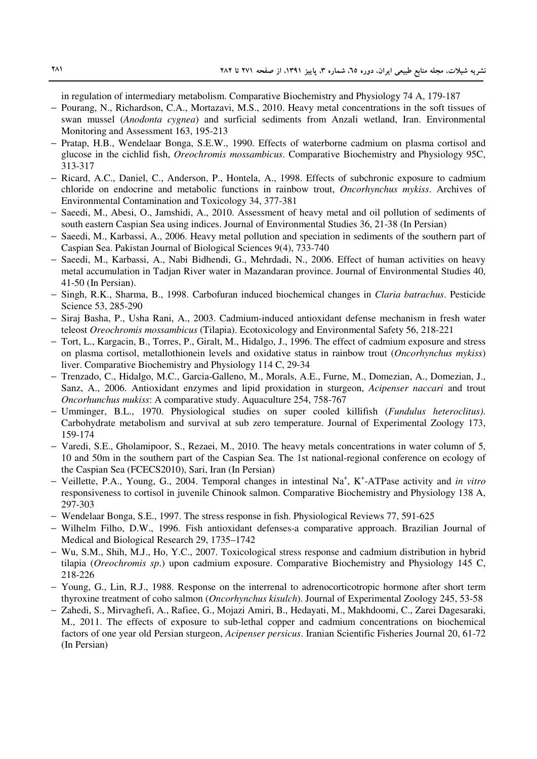in regulation of intermediary metabolism. Comparative Biochemistry and Physiology 74 A, 179-187

- Pourang, N., Richardson, C.A., Mortazavi, M.S., 2010. Heavy metal concentrations in the soft tissues of swan mussel (*Anodonta cygnea*) and surficial sediments from Anzali wetland, Iran. Environmental Monitoring and Assessment 163, 195-213
- Pratap, H.B., Wendelaar Bonga, S.E.W., 1990. Effects of waterborne cadmium on plasma cortisol and glucose in the cichlid fish, *Oreochromis mossambicus*. Comparative Biochemistry and Physiology 95C, 313-317
- Ricard, A.C., Daniel, C., Anderson, P., Hontela, A., 1998. Effects of subchronic exposure to cadmium chloride on endocrine and metabolic functions in rainbow trout, *Oncorhynchus mykiss*. Archives of Environmental Contamination and Toxicology 34, 377-381
- Saeedi, M., Abesi, O., Jamshidi, A., 2010. Assessment of heavy metal and oil pollution of sediments of south eastern Caspian Sea using indices. Journal of Environmental Studies 36, 21-38 (In Persian)
- Saeedi, M., Karbassi, A., 2006. Heavy metal pollution and speciation in sediments of the southern part of Caspian Sea. Pakistan Journal of Biological Sciences 9(4), 733-740
- Saeedi, M., Karbassi, A., Nabi Bidhendi, G., Mehrdadi, N., 2006. Effect of human activities on heavy metal accumulation in Tadjan River water in Mazandaran province. Journal of Environmental Studies 40, 41-50 (In Persian).
- Singh, R.K., Sharma, B., 1998. Carbofuran induced biochemical changes in *Claria batrachus*. Pesticide Science 53, 285-290
- Siraj Basha, P., Usha Rani, A., 2003. Cadmium-induced antioxidant defense mechanism in fresh water teleost *Oreochromis mossambicus* (Tilapia). Ecotoxicology and Environmental Safety 56, 218-221
- Tort, L., Kargacin, B., Torres, P., Giralt, M., Hidalgo, J., 1996. The effect of cadmium exposure and stress on plasma cortisol, metallothionein levels and oxidative status in rainbow trout (*Oncorhynchus mykiss*) liver. Comparative Biochemistry and Physiology 114 C, 29-34
- Trenzado, C., Hidalgo, M.C., Garcia-Galleno, M., Morals, A.E., Furne, M., Domezian, A., Domezian, J., Sanz, A., 2006. Antioxidant enzymes and lipid proxidation in sturgeon, *Acipenser naccari* and trout *Oncorhunchus mukiss*: A comparative study. Aquaculture 254, 758-767
- Umminger, B.L., 1970. Physiological studies on super cooled killifish (*Fundulus heteroclitus)*. Carbohydrate metabolism and survival at sub zero temperature. Journal of Experimental Zoology 173, 159-174
- Varedi, S.E., Gholamipoor, S., Rezaei, M., 2010. The heavy metals concentrations in water column of 5, 10 and 50m in the southern part of the Caspian Sea. The 1st national-regional conference on ecology of the Caspian Sea (FCECS2010), Sari, Iran (In Persian)
- Veillette, P.A., Young, G., 2004. Temporal changes in intestinal $Na^+$, $K^+$-ATPase activity and *in vitro* responsiveness to cortisol in juvenile Chinook salmon. Comparative Biochemistry and Physiology 138 A, 297-303
- Wendelaar Bonga, S.E., 1997. The stress response in fish. Physiological Reviews 77, 591-625
- Wilhelm Filho, D.W., 1996. Fish antioxidant defenses-a comparative approach. Brazilian Journal of Medical and Biological Research 29, 1735–1742
- Wu, S.M., Shih, M.J., Ho, Y.C., 2007. Toxicological stress response and cadmium distribution in hybrid tilapia (*Oreochromis sp*.) upon cadmium exposure. Comparative Biochemistry and Physiology 145 C, 218-226
- Young, G., Lin, R.J., 1988. Response on the interrenal to adrenocorticotropic hormone after short term thyroxine treatment of coho salmon (*Oncorhynchus kisulch*). Journal of Experimental Zoology 245, 53-58
- Zahedi, S., Mirvaghefi, A., Rafiee, G., Mojazi Amiri, B., Hedayati, M., Makhdoomi, C., Zarei Dagesaraki, M., 2011. The effects of exposure to sub-lethal copper and cadmium concentrations on biochemical factors of one year old Persian sturgeon, *Acipenser persicus*. Iranian Scientific Fisheries Journal 20, 61-72 (In Persian)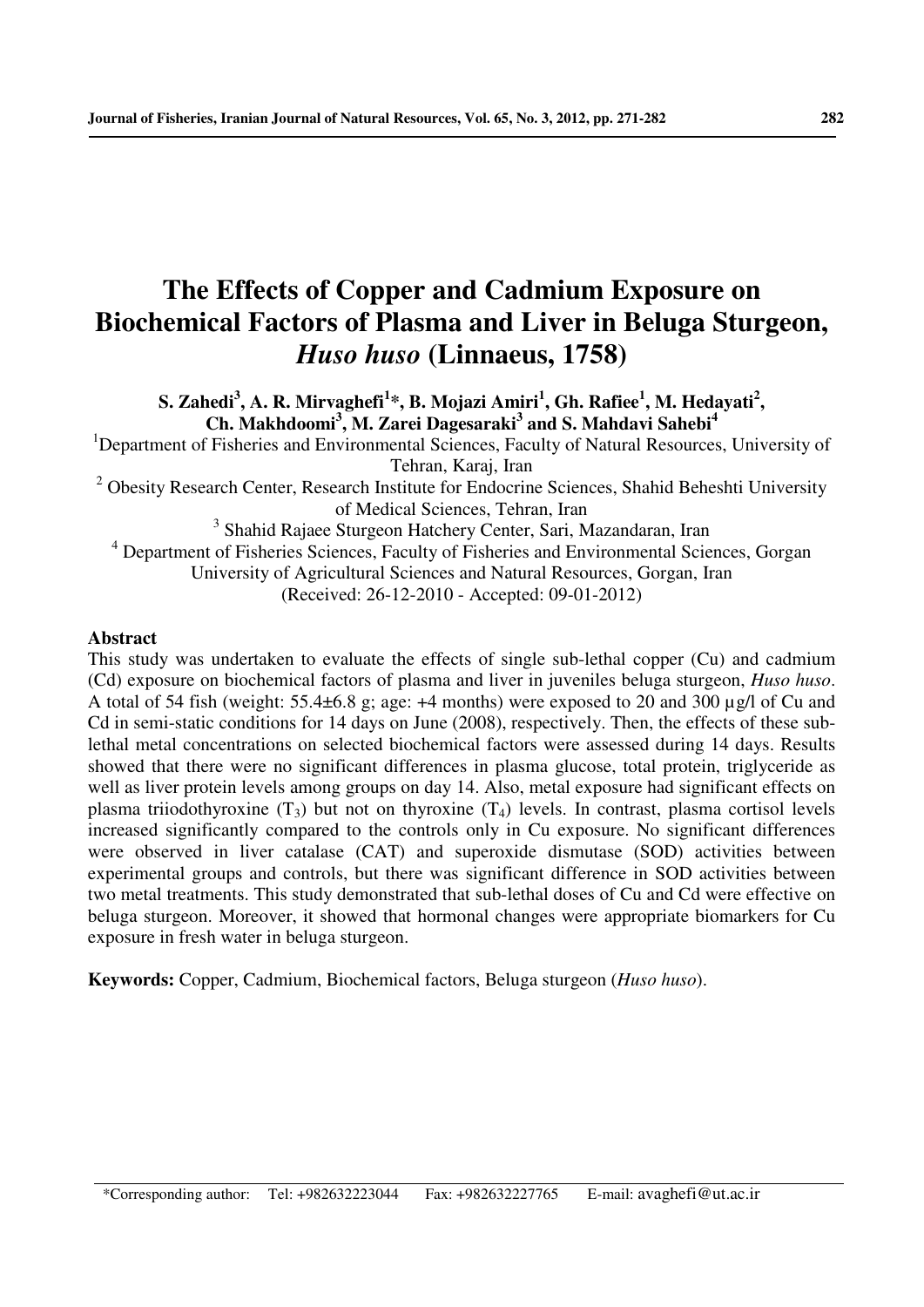# The Effects of Copper and Cadmium Exposure on Biochemical Factors of Plasma and Liver in Beluga Sturgeon, *Huso huso* (Linnaeus, 1758)

**S. Zahedi[3], A. R. Mirvaghefi[1]\*, B. Mojazi Amiri[1], Gh. Rafiee[1], M. Hedayati[2], Ch. Makhdoomi[3], M. Zarei Dagesaraki[3] and S. Mahdavi Sahebi[4]**

[1]Department of Fisheries and Environmental Sciences, Faculty of Natural Resources, University of Tehran, Karaj, Iran

[2] Obesity Research Center, Research Institute for Endocrine Sciences, Shahid Beheshti University of Medical Sciences, Tehran, Iran

[3] Shahid Rajaee Sturgeon Hatchery Center, Sari, Mazandaran, Iran

[4] Department of Fisheries Sciences, Faculty of Fisheries and Environmental Sciences, Gorgan University of Agricultural Sciences and Natural Resources, Gorgan, Iran

(Received: 26-12-2010 - Accepted: 09-01-2012)

## Abstract

This study was undertaken to evaluate the effects of single sub-lethal copper (Cu) and cadmium (Cd) exposure on biochemical factors of plasma and liver in juveniles beluga sturgeon, *Huso huso*. A total of 54 fish (weight: 55.4±6.8 g; age: +4 months) were exposed to 20 and 300 µg/l of Cu and Cd in semi-static conditions for 14 days on June (2008), respectively. Then, the effects of these sub-lethal metal concentrations on selected biochemical factors were assessed during 14 days. Results showed that there were no significant differences in plasma glucose, total protein, triglyceride as well as liver protein levels among groups on day 14. Also, metal exposure had significant effects on plasma triiodothyroxine ($T_3$) but not on thyroxine ($T_4$) levels. In contrast, plasma cortisol levels increased significantly compared to the controls only in Cu exposure. No significant differences were observed in liver catalase (CAT) and superoxide dismutase (SOD) activities between experimental groups and controls, but there was significant difference in SOD activities between two metal treatments. This study demonstrated that sub-lethal doses of Cu and Cd were effective on beluga sturgeon. Moreover, it showed that hormonal changes were appropriate biomarkers for Cu exposure in fresh water in beluga sturgeon.

**Keywords:** Copper, Cadmium, Biochemical factors, Beluga sturgeon (*Huso huso*).

\*Corresponding author: Tel: +982632223044 Fax: +982632227765 E-mail: avaghefi@ut.ac.ir